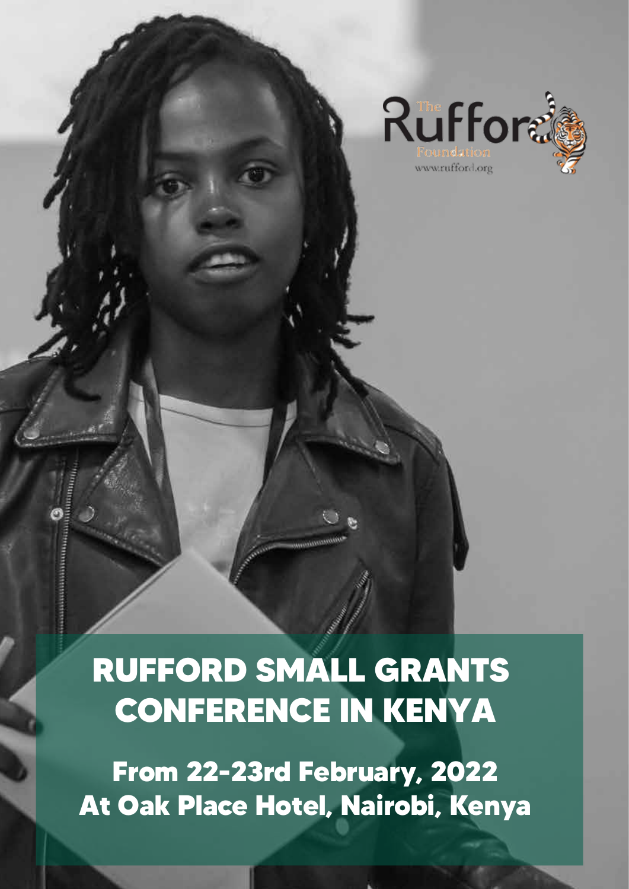The Rufford Foundation
www.rufford.org

# RUFFORD SMALL GRANTS CONFERENCE IN KENYA

**From 22-23rd February, 2022**
**At Oak Place Hotel, Nairobi, Kenya**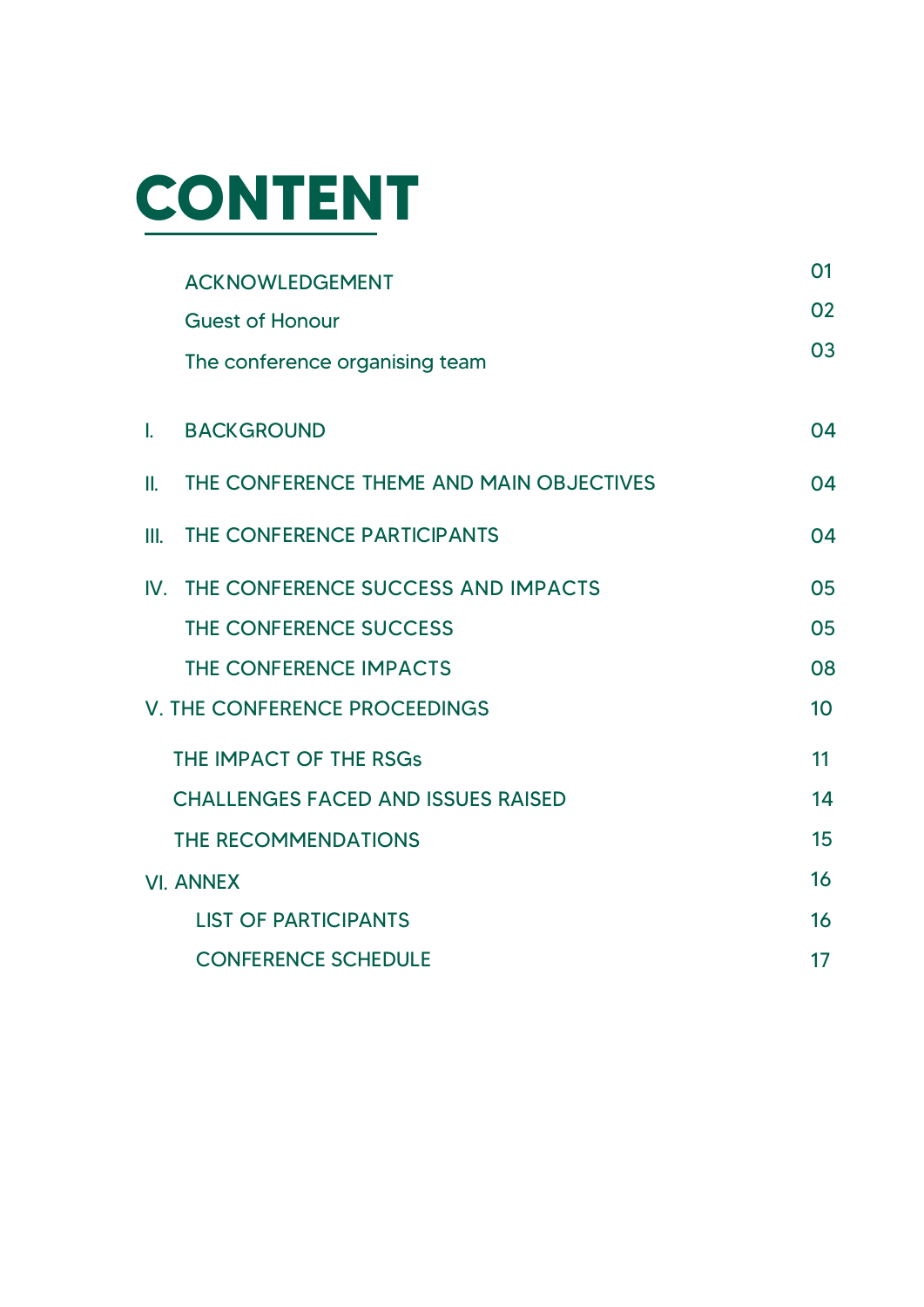# CONTENT

| | | |
|---|---|---|
| | ACKNOWLEDGEMENT | 01 |
| | Guest of Honour | 02 |
| | The conference organising team | 03 |
| I. | BACKGROUND | 04 |
| II. | THE CONFERENCE THEME AND MAIN OBJECTIVES | 04 |
| III. | THE CONFERENCE PARTICIPANTS | 04 |
| IV. | THE CONFERENCE SUCCESS AND IMPACTS | 05 |
| | THE CONFERENCE SUCCESS | 05 |
| | THE CONFERENCE IMPACTS | 08 |
| V. | THE CONFERENCE PROCEEDINGS | 10 |
| | THE IMPACT OF THE RSGs | 11 |
| | CHALLENGES FACED AND ISSUES RAISED | 14 |
| | THE RECOMMENDATIONS | 15 |
| VI. | ANNEX | 16 |
| | LIST OF PARTICIPANTS | 16 |
| | CONFERENCE SCHEDULE | 17 |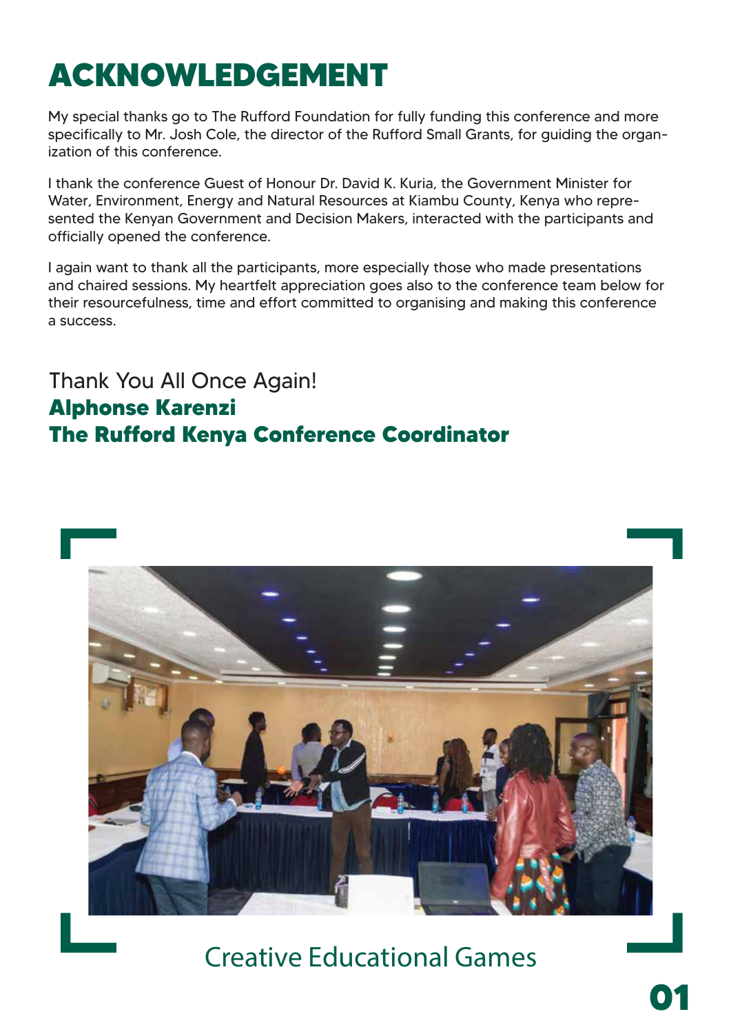# ACKNOWLEDGEMENT

My special thanks go to The Rufford Foundation for fully funding this conference and more specifically to Mr. Josh Cole, the director of the Rufford Small Grants, for guiding the organization of this conference.

I thank the conference Guest of Honour Dr. David K. Kuria, the Government Minister for Water, Environment, Energy and Natural Resources at Kiambu County, Kenya who represented the Kenyan Government and Decision Makers, interacted with the participants and officially opened the conference.

I again want to thank all the participants, more especially those who made presentations and chaired sessions. My heartfelt appreciation goes also to the conference team below for their resourcefulness, time and effort committed to organising and making this conference a success.

Thank You All Once Again!
**Alphonse Karenzi**
**The Rufford Kenya Conference Coordinator**

Creative Educational Games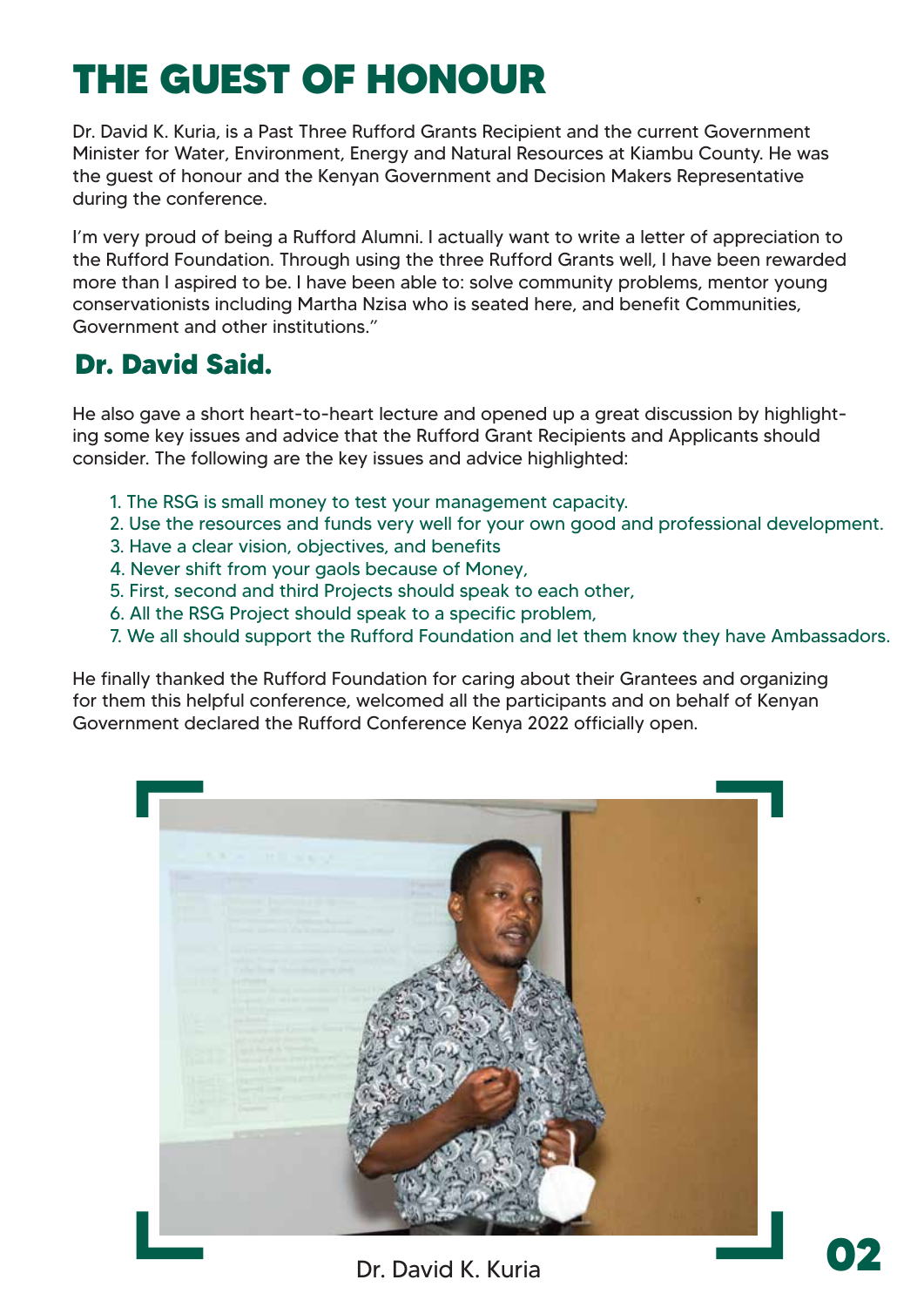# THE GUEST OF HONOUR

Dr. David K. Kuria, is a Past Three Rufford Grants Recipient and the current Government Minister for Water, Environment, Energy and Natural Resources at Kiambu County. He was the guest of honour and the Kenyan Government and Decision Makers Representative during the conference.

I'm very proud of being a Rufford Alumni. I actually want to write a letter of appreciation to the Rufford Foundation. Through using the three Rufford Grants well, I have been rewarded more than I aspired to be. I have been able to: solve community problems, mentor young conservationists including Martha Nzisa who is seated here, and benefit Communities, Government and other institutions."

## Dr. David Said.

He also gave a short heart-to-heart lecture and opened up a great discussion by highlighting some key issues and advice that the Rufford Grant Recipients and Applicants should consider. The following are the key issues and advice highlighted:

1. The RSG is small money to test your management capacity.
2. Use the resources and funds very well for your own good and professional development.
3. Have a clear vision, objectives, and benefits
4. Never shift from your gaols because of Money,
5. First, second and third Projects should speak to each other,
6. All the RSG Project should speak to a specific problem,
7. We all should support the Rufford Foundation and let them know they have Ambassadors.

He finally thanked the Rufford Foundation for caring about their Grantees and organizing for them this helpful conference, welcomed all the participants and on behalf of Kenyan Government declared the Rufford Conference Kenya 2022 officially open.

Dr. David K. Kuria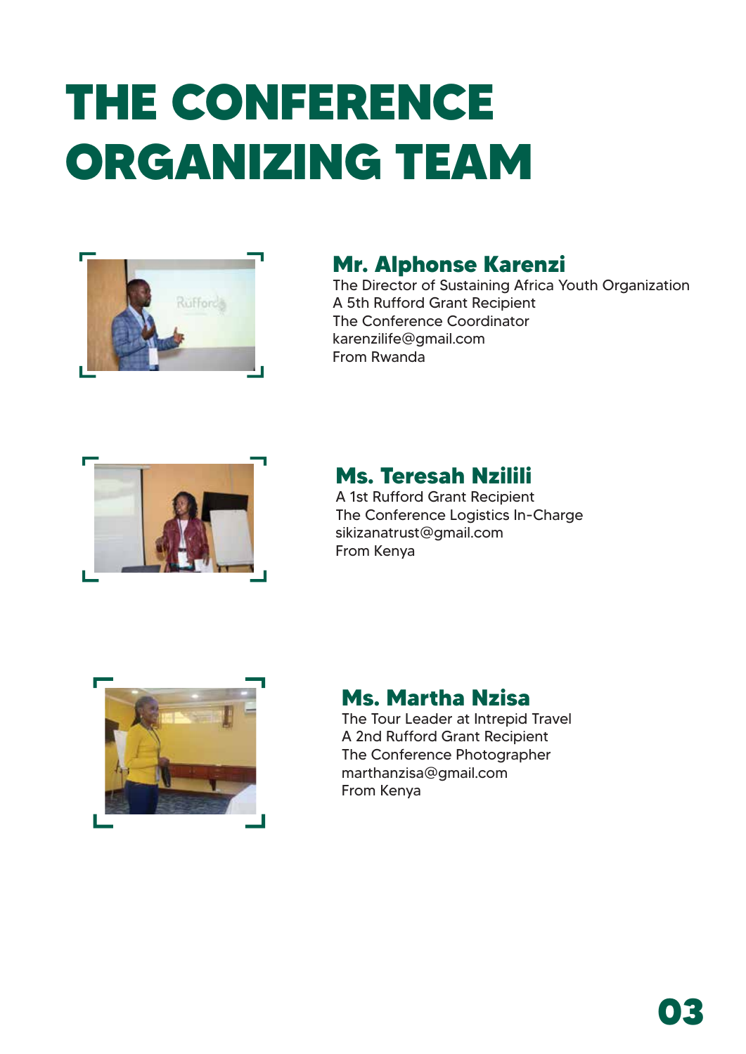# THE CONFERENCE ORGANIZING TEAM

## Mr. Alphonse Karenzi

The Director of Sustaining Africa Youth Organization
A 5th Rufford Grant Recipient
The Conference Coordinator
karenzilife@gmail.com
From Rwanda

## Ms. Teresah Nzilili

A 1st Rufford Grant Recipient
The Conference Logistics In-Charge
sikizanatrust@gmail.com
From Kenya

## Ms. Martha Nzisa

The Tour Leader at Intrepid Travel
A 2nd Rufford Grant Recipient
The Conference Photographer
marthanzisa@gmail.com
From Kenya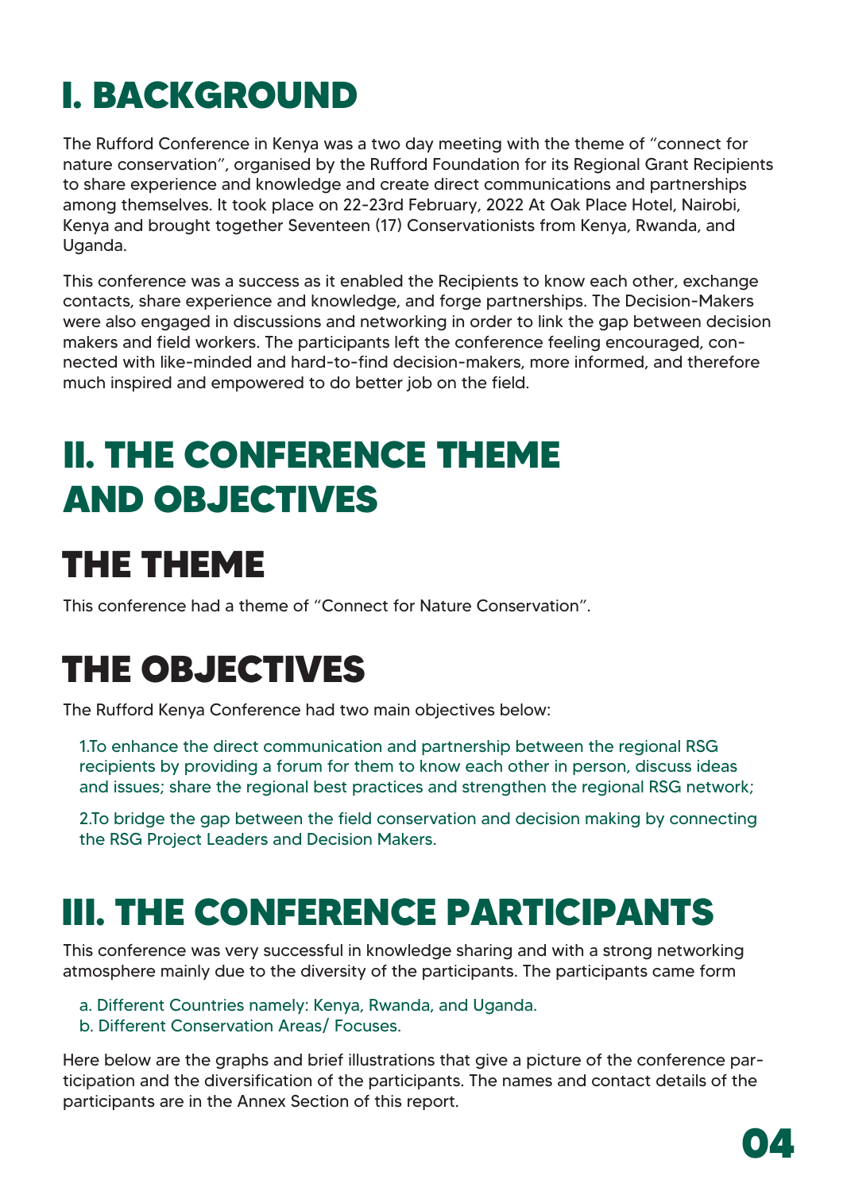# I. BACKGROUND

The Rufford Conference in Kenya was a two day meeting with the theme of "connect for nature conservation", organised by the Rufford Foundation for its Regional Grant Recipients to share experience and knowledge and create direct communications and partnerships among themselves. It took place on 22-23rd February, 2022 At Oak Place Hotel, Nairobi, Kenya and brought together Seventeen (17) Conservationists from Kenya, Rwanda, and Uganda.

This conference was a success as it enabled the Recipients to know each other, exchange contacts, share experience and knowledge, and forge partnerships. The Decision-Makers were also engaged in discussions and networking in order to link the gap between decision makers and field workers. The participants left the conference feeling encouraged, connected with like-minded and hard-to-find decision-makers, more informed, and therefore much inspired and empowered to do better job on the field.

# II. THE CONFERENCE THEME AND OBJECTIVES

## THE THEME

This conference had a theme of "Connect for Nature Conservation".

## THE OBJECTIVES

The Rufford Kenya Conference had two main objectives below:

1. To enhance the direct communication and partnership between the regional RSG recipients by providing a forum for them to know each other in person, discuss ideas and issues; share the regional best practices and strengthen the regional RSG network;

2. To bridge the gap between the field conservation and decision making by connecting the RSG Project Leaders and Decision Makers.

# III. THE CONFERENCE PARTICIPANTS

This conference was very successful in knowledge sharing and with a strong networking atmosphere mainly due to the diversity of the participants. The participants came form

a. Different Countries namely: Kenya, Rwanda, and Uganda.
b. Different Conservation Areas/ Focuses.

Here below are the graphs and brief illustrations that give a picture of the conference participation and the diversification of the participants. The names and contact details of the participants are in the Annex Section of this report.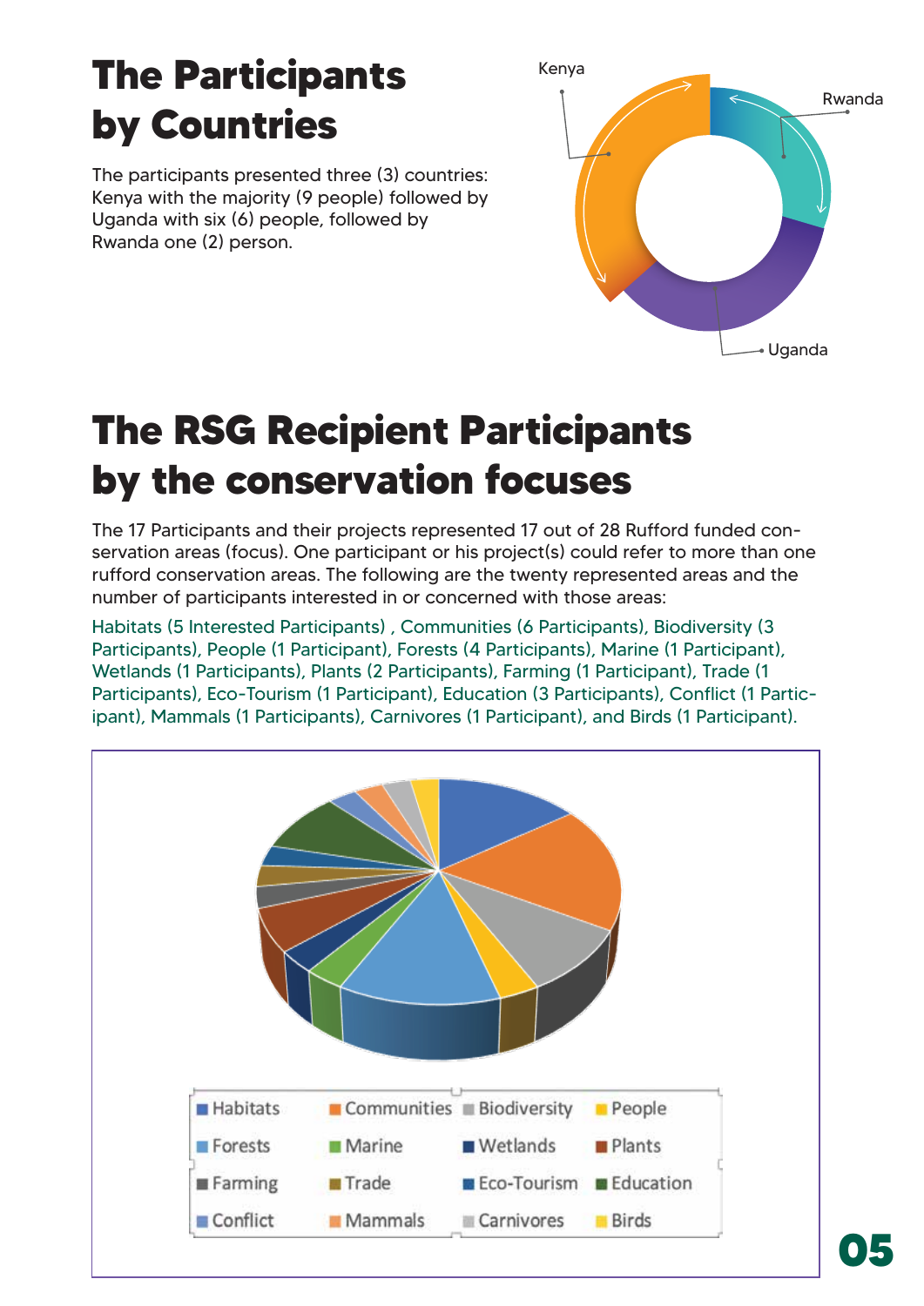# The Participants by Countries

The participants presented three (3) countries: Kenya with the majority (9 people) followed by Uganda with six (6) people, followed by Rwanda one (2) person.

Kenya

Rwanda

Uganda

# The RSG Recipient Participants by the conservation focuses

The 17 Participants and their projects represented 17 out of 28 Rufford funded conservation areas (focus). One participant or his project(s) could refer to more than one rufford conservation areas. The following are the twenty represented areas and the number of participants interested in or concerned with those areas:

Habitats (5 Interested Participants) , Communities (6 Participants), Biodiversity (3 Participants), People (1 Participant), Forests (4 Participants), Marine (1 Participant), Wetlands (1 Participants), Plants (2 Participants), Farming (1 Participant), Trade (1 Participants), Eco-Tourism (1 Participant), Education (3 Participants), Conflict (1 Participant), Mammals (1 Participants), Carnivores (1 Participant), and Birds (1 Participant).

Habitats, Communities, Biodiversity, People, Forests, Marine, Wetlands, Plants, Farming, Trade, Eco-Tourism, Education, Conflict, Mammals, Carnivores, Birds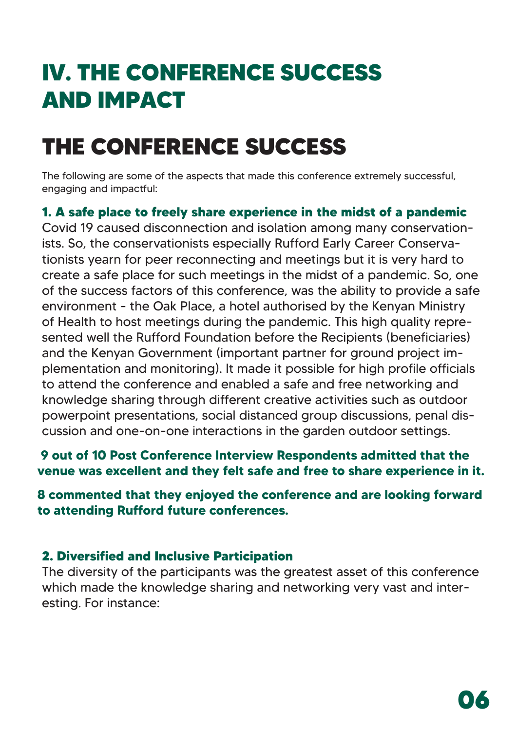# IV. THE CONFERENCE SUCCESS AND IMPACT

# THE CONFERENCE SUCCESS

The following are some of the aspects that made this conference extremely successful, engaging and impactful:

**1. A safe place to freely share experience in the midst of a pandemic**

Covid 19 caused disconnection and isolation among many conservationists. So, the conservationists especially Rufford Early Career Conservationists yearn for peer reconnecting and meetings but it is very hard to create a safe place for such meetings in the midst of a pandemic. So, one of the success factors of this conference, was the ability to provide a safe environment - the Oak Place, a hotel authorised by the Kenyan Ministry of Health to host meetings during the pandemic. This high quality represented well the Rufford Foundation before the Recipients (beneficiaries) and the Kenyan Government (important partner for ground project implementation and monitoring). It made it possible for high profile officials to attend the conference and enabled a safe and free networking and knowledge sharing through different creative activities such as outdoor powerpoint presentations, social distanced group discussions, penal discussion and one-on-one interactions in the garden outdoor settings.

**9 out of 10 Post Conference Interview Respondents admitted that the venue was excellent and they felt safe and free to share experience in it.**

**8 commented that they enjoyed the conference and are looking forward to attending Rufford future conferences.**

**2. Diversified and Inclusive Participation**

The diversity of the participants was the greatest asset of this conference which made the knowledge sharing and networking very vast and interesting. For instance: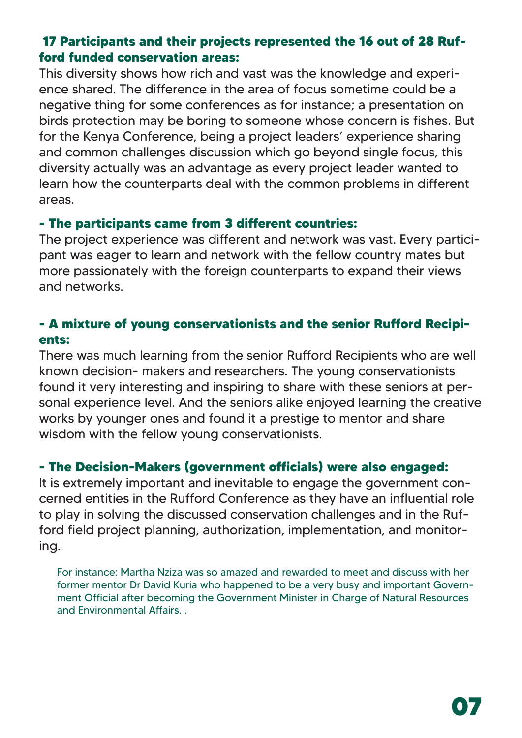### 17 Participants and their projects represented the 16 out of 28 Rufford funded conservation areas:

This diversity shows how rich and vast was the knowledge and experience shared. The difference in the area of focus sometime could be a negative thing for some conferences as for instance; a presentation on birds protection may be boring to someone whose concern is fishes. But for the Kenya Conference, being a project leaders' experience sharing and common challenges discussion which go beyond single focus, this diversity actually was an advantage as every project leader wanted to learn how the counterparts deal with the common problems in different areas.

### - The participants came from 3 different countries:

The project experience was different and network was vast. Every participant was eager to learn and network with the fellow country mates but more passionately with the foreign counterparts to expand their views and networks.

### - A mixture of young conservationists and the senior Rufford Recipients:

There was much learning from the senior Rufford Recipients who are well known decision- makers and researchers. The young conservationists found it very interesting and inspiring to share with these seniors at personal experience level. And the seniors alike enjoyed learning the creative works by younger ones and found it a prestige to mentor and share wisdom with the fellow young conservationists.

### - The Decision-Makers (government officials) were also engaged:

It is extremely important and inevitable to engage the government concerned entities in the Rufford Conference as they have an influential role to play in solving the discussed conservation challenges and in the Rufford field project planning, authorization, implementation, and monitoring.

For instance: Martha Nziza was so amazed and rewarded to meet and discuss with her former mentor Dr David Kuria who happened to be a very busy and important Government Official after becoming the Government Minister in Charge of Natural Resources and Environmental Affairs. .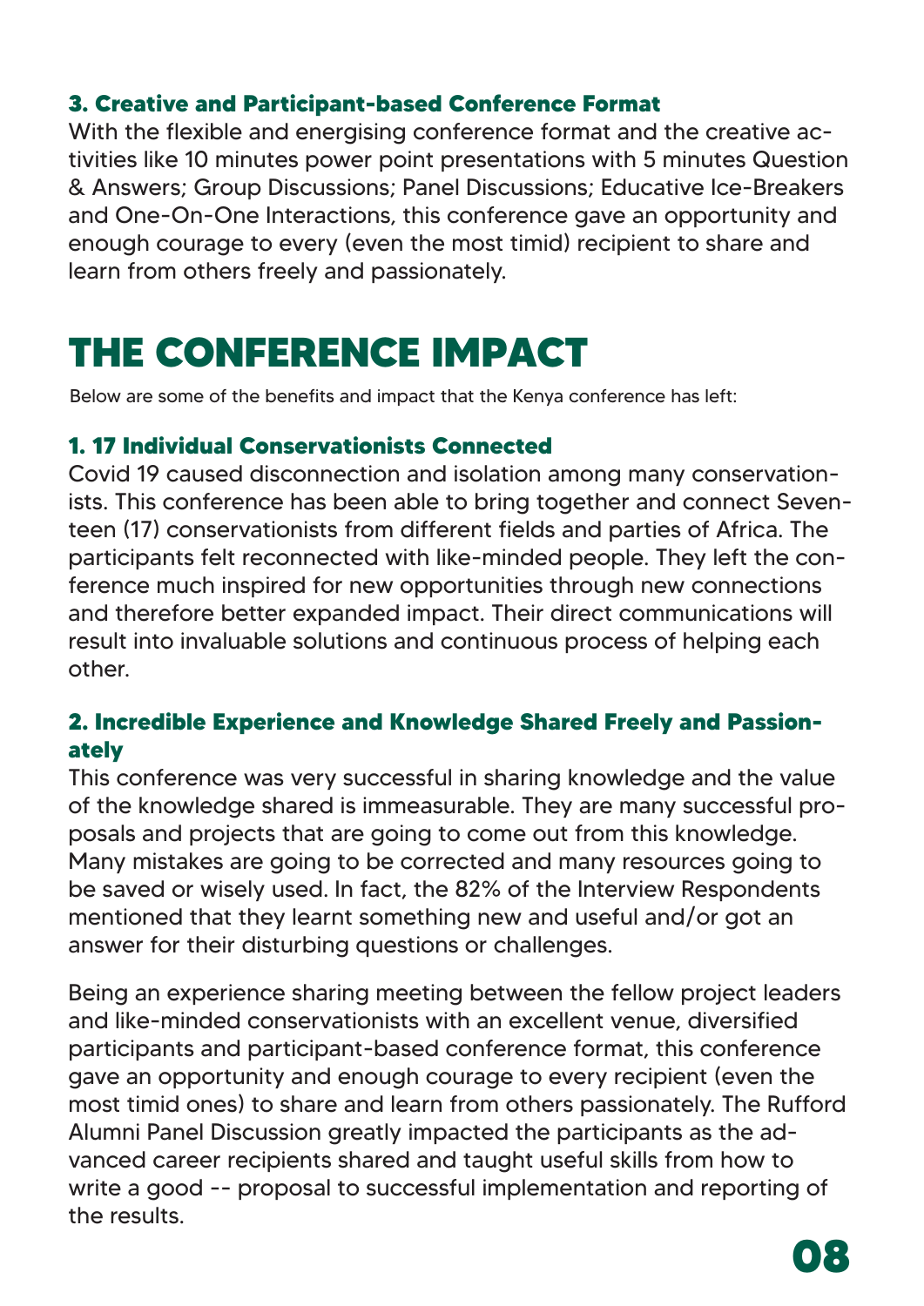### 3. Creative and Participant-based Conference Format

With the flexible and energising conference format and the creative activities like 10 minutes power point presentations with 5 minutes Question & Answers; Group Discussions; Panel Discussions; Educative Ice-Breakers and One-On-One Interactions, this conference gave an opportunity and enough courage to every (even the most timid) recipient to share and learn from others freely and passionately.

# THE CONFERENCE IMPACT

Below are some of the benefits and impact that the Kenya conference has left:

### 1. 17 Individual Conservationists Connected

Covid 19 caused disconnection and isolation among many conservationists. This conference has been able to bring together and connect Seventeen (17) conservationists from different fields and parties of Africa. The participants felt reconnected with like-minded people. They left the conference much inspired for new opportunities through new connections and therefore better expanded impact. Their direct communications will result into invaluable solutions and continuous process of helping each other.

### 2. Incredible Experience and Knowledge Shared Freely and Passionately

This conference was very successful in sharing knowledge and the value of the knowledge shared is immeasurable. They are many successful proposals and projects that are going to come out from this knowledge. Many mistakes are going to be corrected and many resources going to be saved or wisely used. In fact, the 82% of the Interview Respondents mentioned that they learnt something new and useful and/or got an answer for their disturbing questions or challenges.

Being an experience sharing meeting between the fellow project leaders and like-minded conservationists with an excellent venue, diversified participants and participant-based conference format, this conference gave an opportunity and enough courage to every recipient (even the most timid ones) to share and learn from others passionately. The Rufford Alumni Panel Discussion greatly impacted the participants as the advanced career recipients shared and taught useful skills from how to write a good -- proposal to successful implementation and reporting of the results.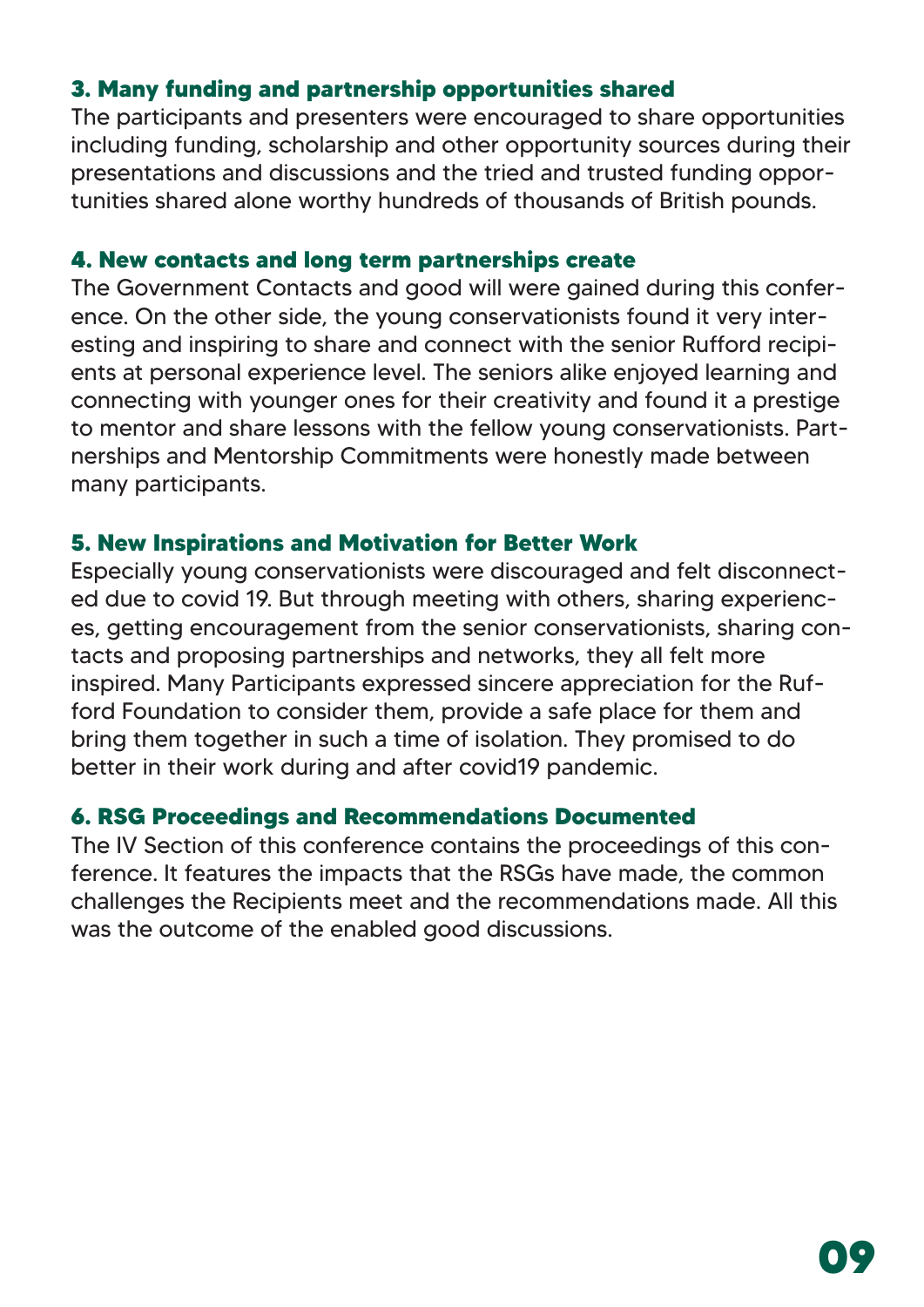### 3. Many funding and partnership opportunities shared

The participants and presenters were encouraged to share opportunities including funding, scholarship and other opportunity sources during their presentations and discussions and the tried and trusted funding opportunities shared alone worthy hundreds of thousands of British pounds.

### 4. New contacts and long term partnerships create

The Government Contacts and good will were gained during this conference. On the other side, the young conservationists found it very interesting and inspiring to share and connect with the senior Rufford recipients at personal experience level. The seniors alike enjoyed learning and connecting with younger ones for their creativity and found it a prestige to mentor and share lessons with the fellow young conservationists. Partnerships and Mentorship Commitments were honestly made between many participants.

### 5. New Inspirations and Motivation for Better Work

Especially young conservationists were discouraged and felt disconnected due to covid 19. But through meeting with others, sharing experiences, getting encouragement from the senior conservationists, sharing contacts and proposing partnerships and networks, they all felt more inspired. Many Participants expressed sincere appreciation for the Rufford Foundation to consider them, provide a safe place for them and bring them together in such a time of isolation. They promised to do better in their work during and after covid19 pandemic.

### 6. RSG Proceedings and Recommendations Documented

The IV Section of this conference contains the proceedings of this conference. It features the impacts that the RSGs have made, the common challenges the Recipients meet and the recommendations made. All this was the outcome of the enabled good discussions.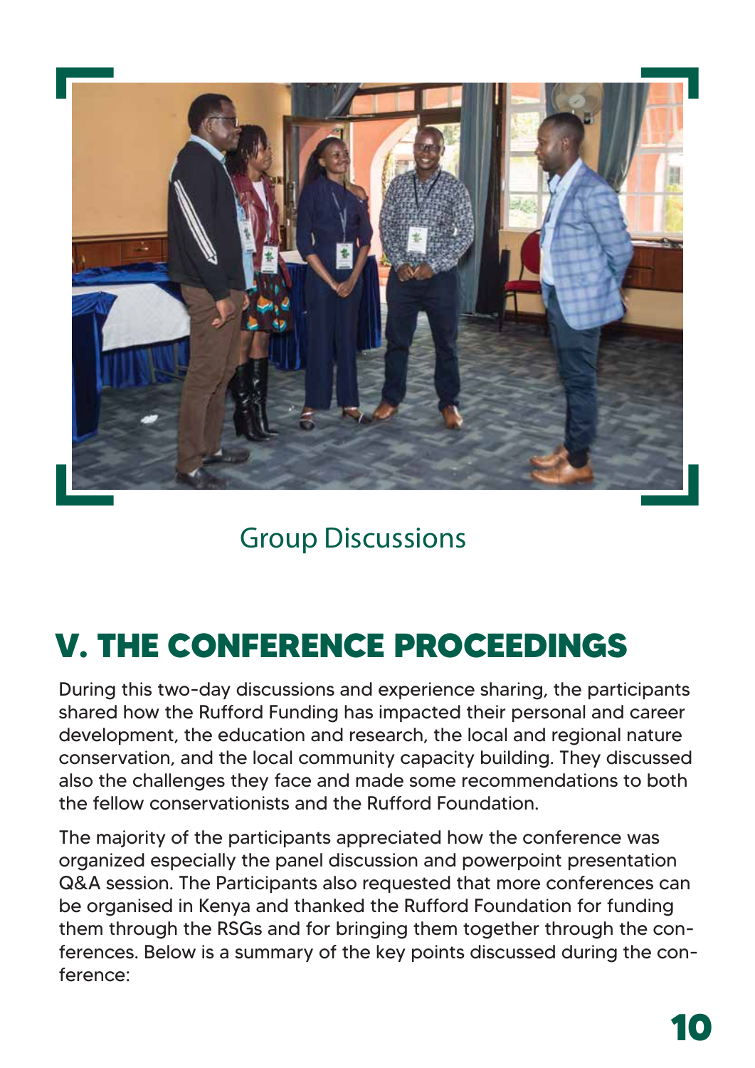Group Discussions

# V. THE CONFERENCE PROCEEDINGS

During this two-day discussions and experience sharing, the participants shared how the Rufford Funding has impacted their personal and career development, the education and research, the local and regional nature conservation, and the local community capacity building. They discussed also the challenges they face and made some recommendations to both the fellow conservationists and the Rufford Foundation.

The majority of the participants appreciated how the conference was organized especially the panel discussion and powerpoint presentation Q&A session. The Participants also requested that more conferences can be organised in Kenya and thanked the Rufford Foundation for funding them through the RSGs and for bringing them together through the conferences. Below is a summary of the key points discussed during the conference: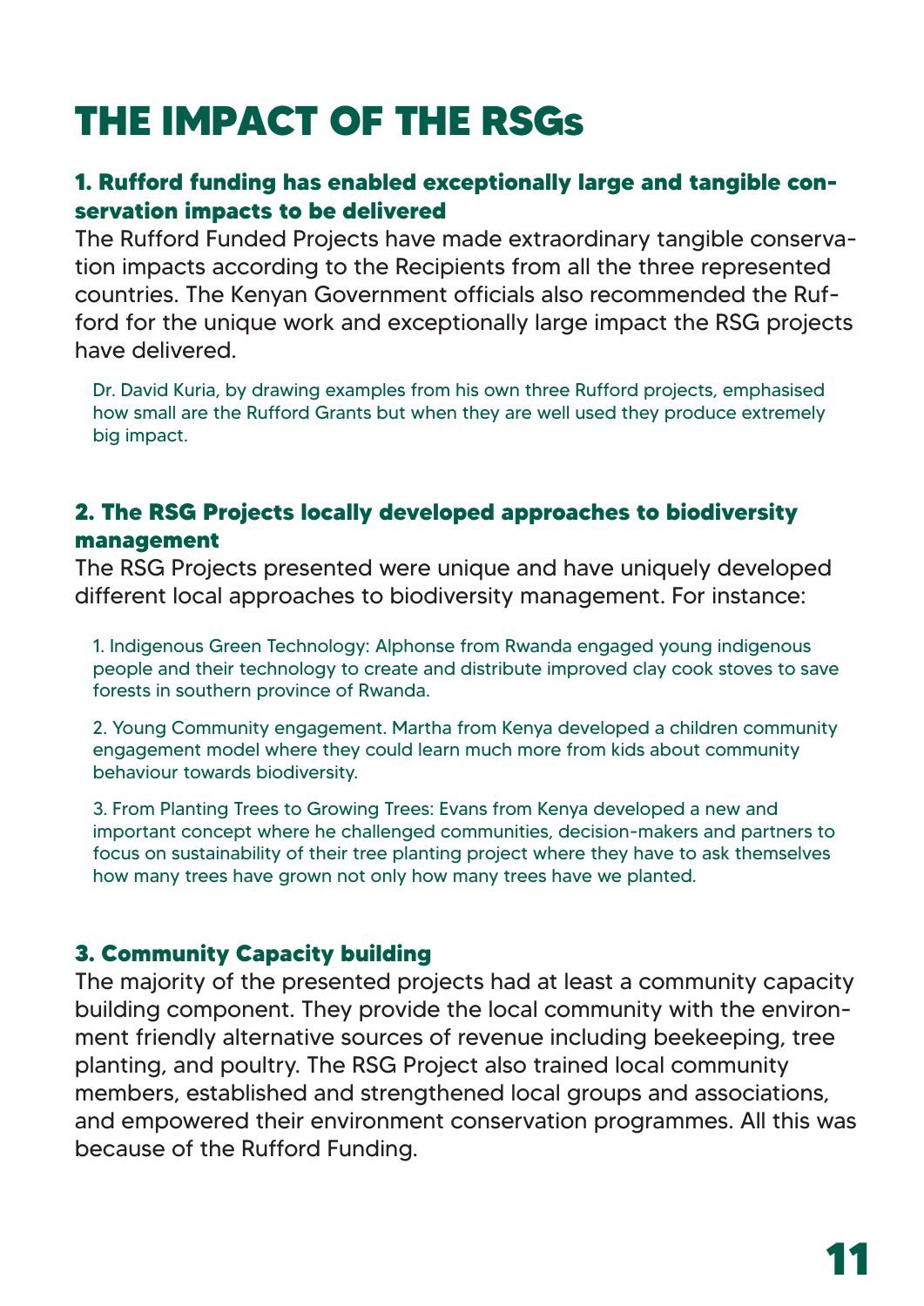# THE IMPACT OF THE RSGs

### 1. Rufford funding has enabled exceptionally large and tangible conservation impacts to be delivered

The Rufford Funded Projects have made extraordinary tangible conservation impacts according to the Recipients from all the three represented countries. The Kenyan Government officials also recommended the Rufford for the unique work and exceptionally large impact the RSG projects have delivered.

> Dr. David Kuria, by drawing examples from his own three Rufford projects, emphasised how small are the Rufford Grants but when they are well used they produce extremely big impact.

### 2. The RSG Projects locally developed approaches to biodiversity management

The RSG Projects presented were unique and have uniquely developed different local approaches to biodiversity management. For instance:

1. Indigenous Green Technology: Alphonse from Rwanda engaged young indigenous people and their technology to create and distribute improved clay cook stoves to save forests in southern province of Rwanda.
2. Young Community engagement. Martha from Kenya developed a children community engagement model where they could learn much more from kids about community behaviour towards biodiversity.
3. From Planting Trees to Growing Trees: Evans from Kenya developed a new and important concept where he challenged communities, decision-makers and partners to focus on sustainability of their tree planting project where they have to ask themselves how many trees have grown not only how many trees have we planted.

### 3. Community Capacity building

The majority of the presented projects had at least a community capacity building component. They provide the local community with the environment friendly alternative sources of revenue including beekeeping, tree planting, and poultry. The RSG Project also trained local community members, established and strengthened local groups and associations, and empowered their environment conservation programmes. All this was because of the Rufford Funding.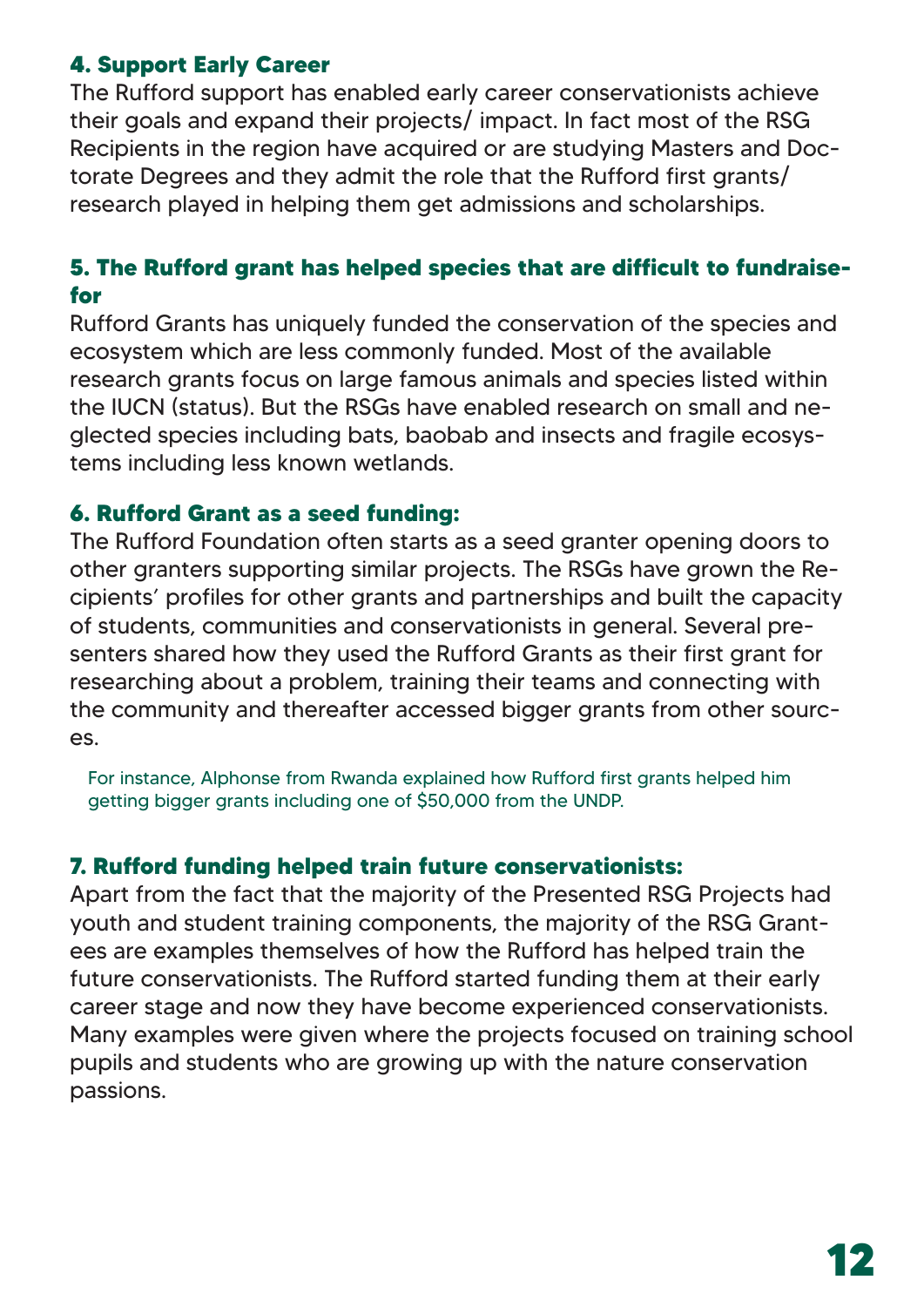### 4. Support Early Career

The Rufford support has enabled early career conservationists achieve their goals and expand their projects/ impact. In fact most of the RSG Recipients in the region have acquired or are studying Masters and Doctorate Degrees and they admit the role that the Rufford first grants/ research played in helping them get admissions and scholarships.

### 5. The Rufford grant has helped species that are difficult to fundraise-for

Rufford Grants has uniquely funded the conservation of the species and ecosystem which are less commonly funded. Most of the available research grants focus on large famous animals and species listed within the IUCN (status). But the RSGs have enabled research on small and neglected species including bats, baobab and insects and fragile ecosystems including less known wetlands.

### 6. Rufford Grant as a seed funding:

The Rufford Foundation often starts as a seed granter opening doors to other granters supporting similar projects. The RSGs have grown the Recipients' profiles for other grants and partnerships and built the capacity of students, communities and conservationists in general. Several presenters shared how they used the Rufford Grants as their first grant for researching about a problem, training their teams and connecting with the community and thereafter accessed bigger grants from other sources.

For instance, Alphonse from Rwanda explained how Rufford first grants helped him getting bigger grants including one of $50,000 from the UNDP.

### 7. Rufford funding helped train future conservationists:

Apart from the fact that the majority of the Presented RSG Projects had youth and student training components, the majority of the RSG Grantees are examples themselves of how the Rufford has helped train the future conservationists. The Rufford started funding them at their early career stage and now they have become experienced conservationists. Many examples were given where the projects focused on training school pupils and students who are growing up with the nature conservation passions.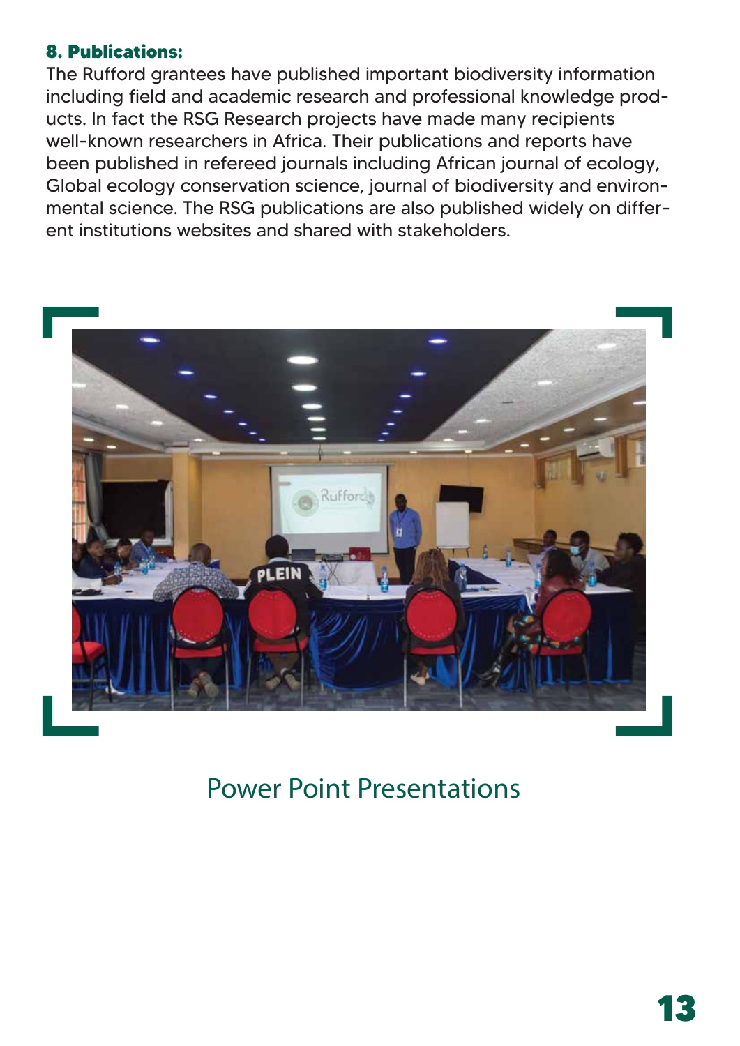**8. Publications:**

The Rufford grantees have published important biodiversity information including field and academic research and professional knowledge products. In fact the RSG Research projects have made many recipients well-known researchers in Africa. Their publications and reports have been published in refereed journals including African journal of ecology, Global ecology conservation science, journal of biodiversity and environmental science. The RSG publications are also published widely on different institutions websites and shared with stakeholders.

Power Point Presentations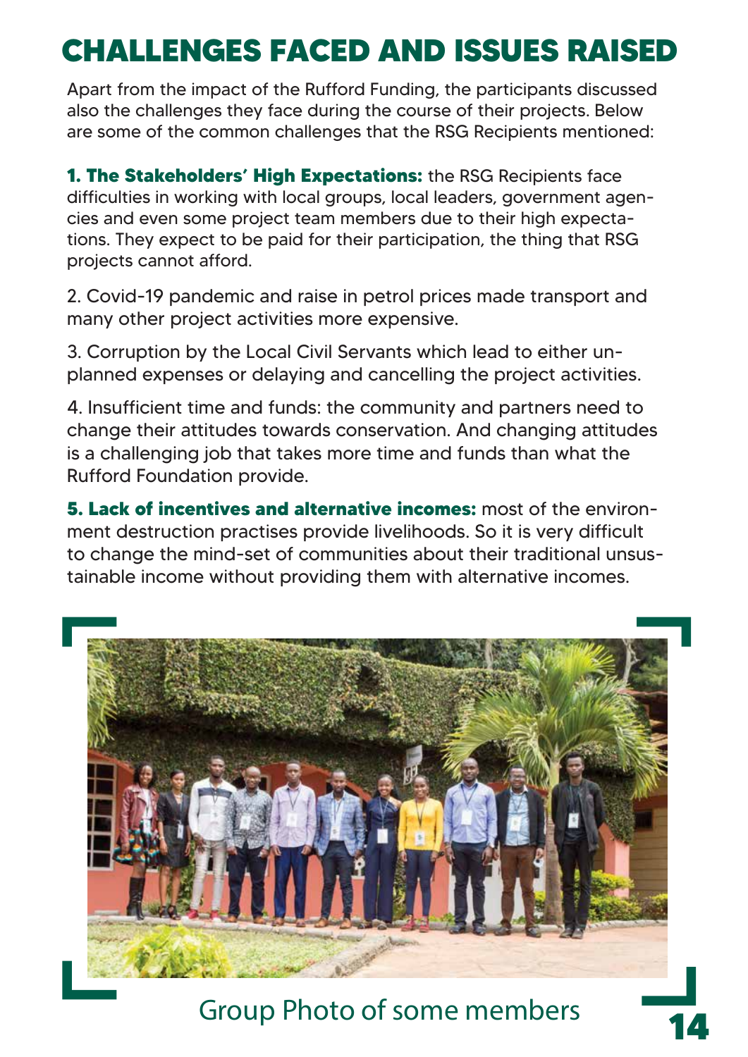# CHALLENGES FACED AND ISSUES RAISED

Apart from the impact of the Rufford Funding, the participants discussed also the challenges they face during the course of their projects. Below are some of the common challenges that the RSG Recipients mentioned:

**1. The Stakeholders' High Expectations:** the RSG Recipients face difficulties in working with local groups, local leaders, government agencies and even some project team members due to their high expectations. They expect to be paid for their participation, the thing that RSG projects cannot afford.

2. Covid-19 pandemic and raise in petrol prices made transport and many other project activities more expensive.

3. Corruption by the Local Civil Servants which lead to either unplanned expenses or delaying and cancelling the project activities.

4. Insufficient time and funds: the community and partners need to change their attitudes towards conservation. And changing attitudes is a challenging job that takes more time and funds than what the Rufford Foundation provide.

**5. Lack of incentives and alternative incomes:** most of the environment destruction practises provide livelihoods. So it is very difficult to change the mind-set of communities about their traditional unsustainable income without providing them with alternative incomes.

Group Photo of some members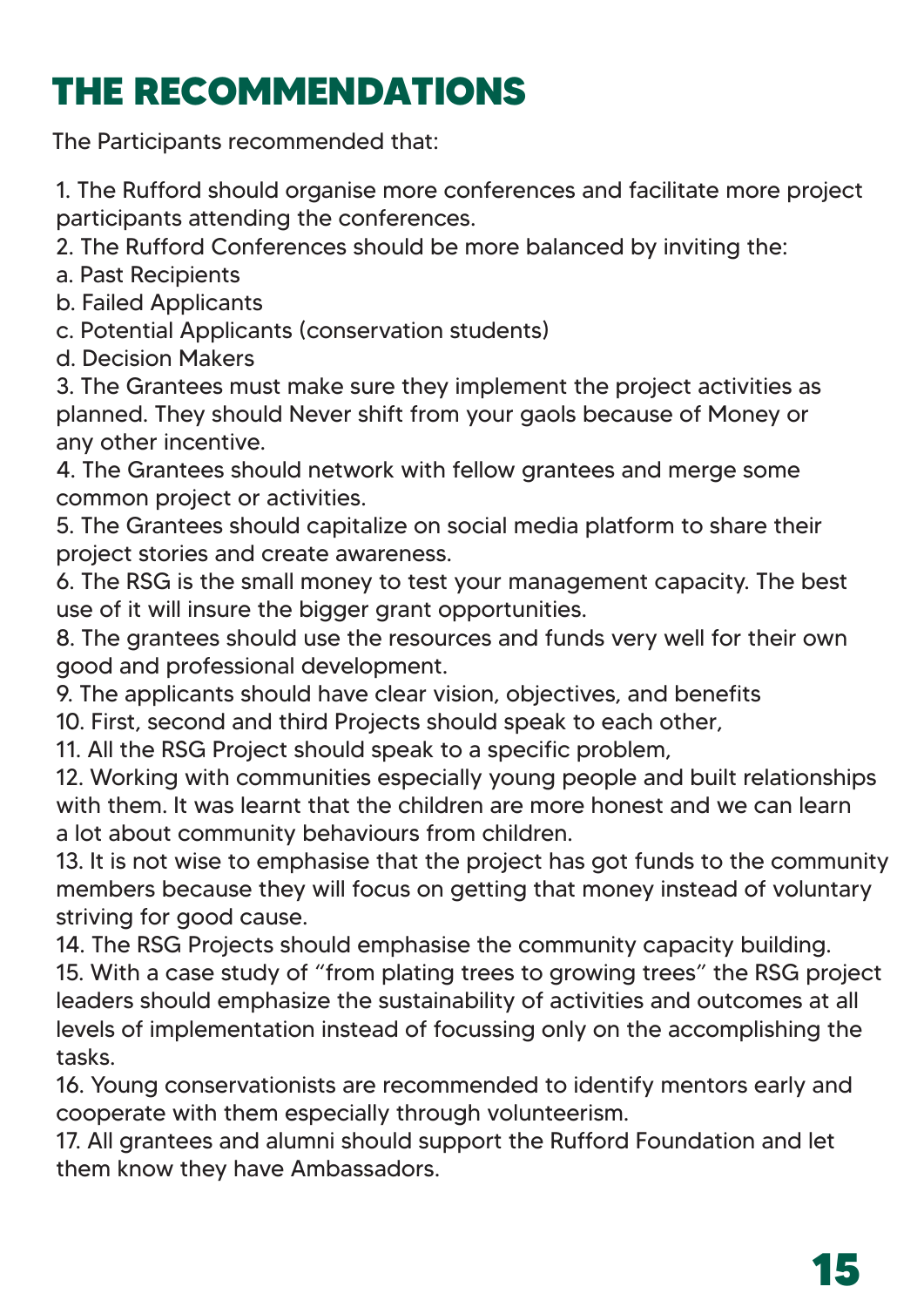# THE RECOMMENDATIONS

The Participants recommended that:

1. The Rufford should organise more conferences and facilitate more project participants attending the conferences.
2. The Rufford Conferences should be more balanced by inviting the:
   a. Past Recipients
   b. Failed Applicants
   c. Potential Applicants (conservation students)
   d. Decision Makers
3. The Grantees must make sure they implement the project activities as planned. They should Never shift from your gaols because of Money or any other incentive.
4. The Grantees should network with fellow grantees and merge some common project or activities.
5. The Grantees should capitalize on social media platform to share their project stories and create awareness.
6. The RSG is the small money to test your management capacity. The best use of it will insure the bigger grant opportunities.
8. The grantees should use the resources and funds very well for their own good and professional development.
9. The applicants should have clear vision, objectives, and benefits
10. First, second and third Projects should speak to each other,
11. All the RSG Project should speak to a specific problem,
12. Working with communities especially young people and built relationships with them. It was learnt that the children are more honest and we can learn a lot about community behaviours from children.
13. It is not wise to emphasise that the project has got funds to the community members because they will focus on getting that money instead of voluntary striving for good cause.
14. The RSG Projects should emphasise the community capacity building.
15. With a case study of "from plating trees to growing trees" the RSG project leaders should emphasize the sustainability of activities and outcomes at all levels of implementation instead of focussing only on the accomplishing the tasks.
16. Young conservationists are recommended to identify mentors early and cooperate with them especially through volunteerism.
17. All grantees and alumni should support the Rufford Foundation and let them know they have Ambassadors.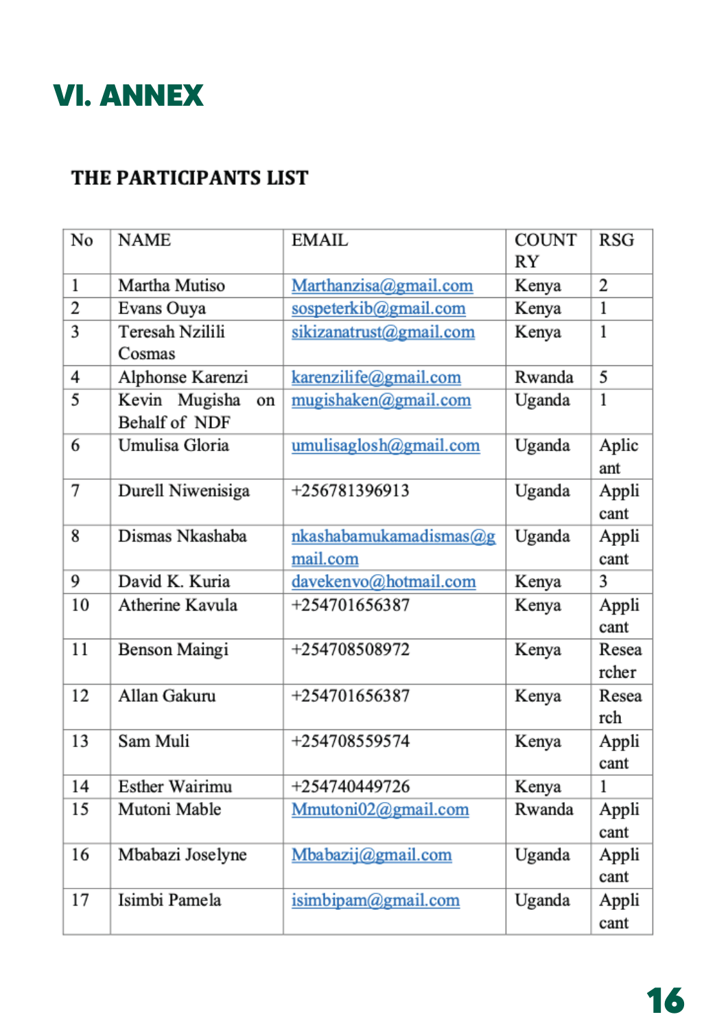# VI. ANNEX

## THE PARTICIPANTS LIST

| No | NAME | EMAIL | COUNTRY | RSG |
|---|---|---|---|---|
| 1 | Martha Mutiso | Marthanzisa@gmail.com | Kenya | 2 |
| 2 | Evans Ouya | sospeterkib@gmail.com | Kenya | 1 |
| 3 | Teresah Nzilili Cosmas | sikizanatrust@gmail.com | Kenya | 1 |
| 4 | Alphonse Karenzi | karenzilife@gmail.com | Rwanda | 5 |
| 5 | Kevin Mugisha on Behalf of NDF | mugishaken@gmail.com | Uganda | 1 |
| 6 | Umulisa Gloria | umulisaglosh@gmail.com | Uganda | Aplicant |
| 7 | Durell Niwenisiga | +256781396913 | Uganda | Applicant |
| 8 | Dismas Nkashaba | nkashabamukamadismas@gmail.com | Uganda | Applicant |
| 9 | David K. Kuria | davekenvo@hotmail.com | Kenya | 3 |
| 10 | Atherine Kavula | +254701656387 | Kenya | Applicant |
| 11 | Benson Maingi | +254708508972 | Kenya | Researcher |
| 12 | Allan Gakuru | +254701656387 | Kenya | Research |
| 13 | Sam Muli | +254708559574 | Kenya | Applicant |
| 14 | Esther Wairimu | +254740449726 | Kenya | 1 |
| 15 | Mutoni Mable | Mmutoni02@gmail.com | Rwanda | Applicant |
| 16 | Mbabazi Joselyne | Mbabazij@gmail.com | Uganda | Applicant |
| 17 | Isimbi Pamela | isimbipam@gmail.com | Uganda | Applicant |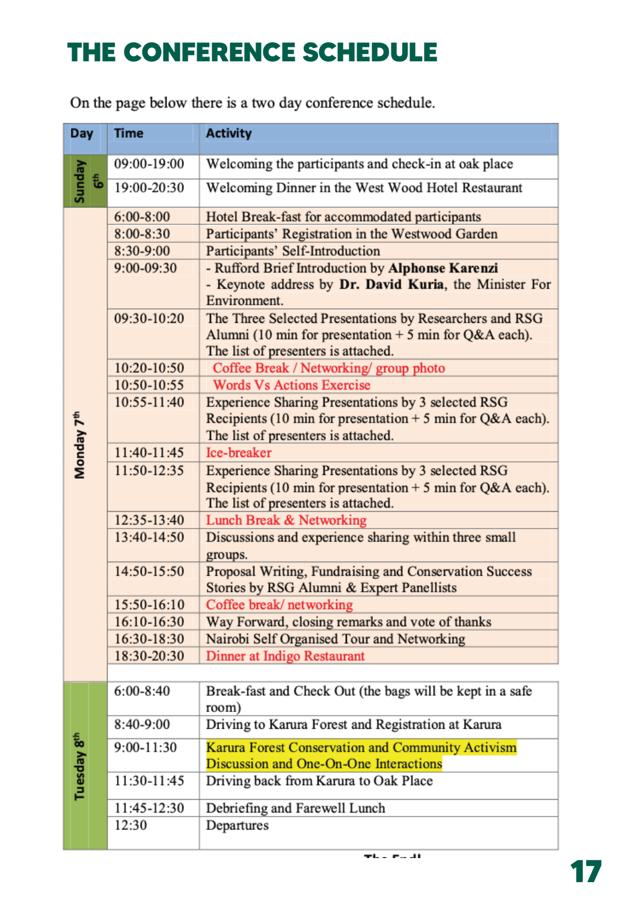# THE CONFERENCE SCHEDULE

On the page below there is a two day conference schedule.

| Day | Time | Activity |
|---|---|---|
| Sunday 6th | 09:00-19:00 | Welcoming the participants and check-in at oak place |
| | 19:00-20:30 | Welcoming Dinner in the West Wood Hotel Restaurant |
| Monday 7th | 6:00-8:00 | Hotel Break-fast for accommodated participants |
| | 8:00-8:30 | Participants' Registration in the Westwood Garden |
| | 8:30-9:00 | Participants' Self-Introduction |
| | 9:00-09:30 | - Rufford Brief Introduction by **Alphonse Karenzi**<br>- Keynote address by **Dr. David Kuria**, the Minister For Environment. |
| | 09:30-10:20 | The Three Selected Presentations by Researchers and RSG Alumni (10 min for presentation + 5 min for Q&A each). The list of presenters is attached. |
| | 10:20-10:50 | Coffee Break / Networking/ group photo |
| | 10:50-10:55 | Words Vs Actions Exercise |
| | 10:55-11:40 | Experience Sharing Presentations by 3 selected RSG Recipients (10 min for presentation + 5 min for Q&A each). The list of presenters is attached. |
| | 11:40-11:45 | Ice-breaker |
| | 11:50-12:35 | Experience Sharing Presentations by 3 selected RSG Recipients (10 min for presentation + 5 min for Q&A each). The list of presenters is attached. |
| | 12:35-13:40 | Lunch Break & Networking |
| | 13:40-14:50 | Discussions and experience sharing within three small groups. |
| | 14:50-15:50 | Proposal Writing, Fundraising and Conservation Success Stories by RSG Alumni & Expert Panellists |
| | 15:50-16:10 | Coffee break/ networking |
| | 16:10-16:30 | Way Forward, closing remarks and vote of thanks |
| | 16:30-18:30 | Nairobi Self Organised Tour and Networking |
| | 18:30-20:30 | Dinner at Indigo Restaurant |
| Tuesday 8th | 6:00-8:40 | Break-fast and Check Out (the bags will be kept in a safe room) |
| | 8:40-9:00 | Driving to Karura Forest and Registration at Karura |
| | 9:00-11:30 | Karura Forest Conservation and Community Activism Discussion and One-On-One Interactions |
| | 11:30-11:45 | Driving back from Karura to Oak Place |
| | 11:45-12:30 | Debriefing and Farewell Lunch |
| | 12:30 | Departures |

The End!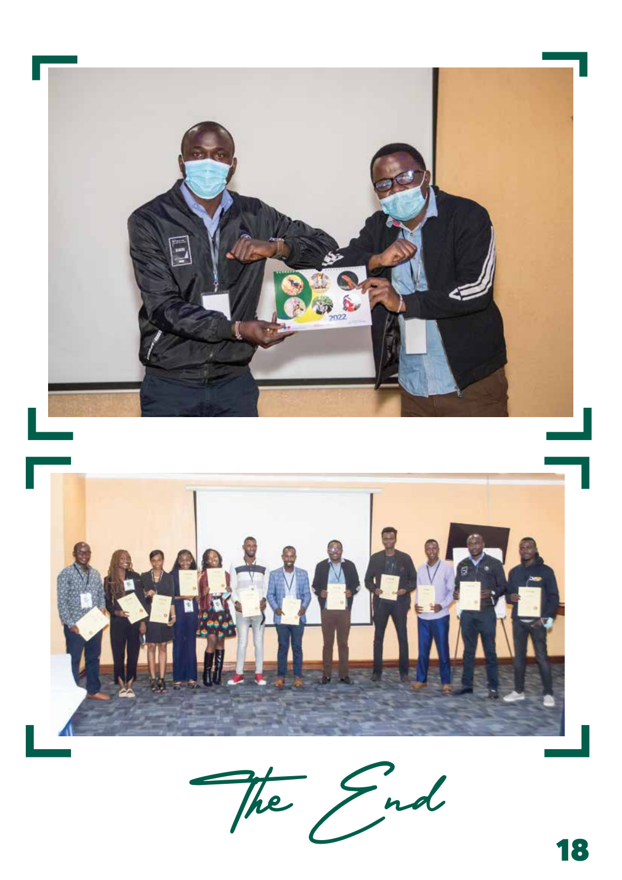The End